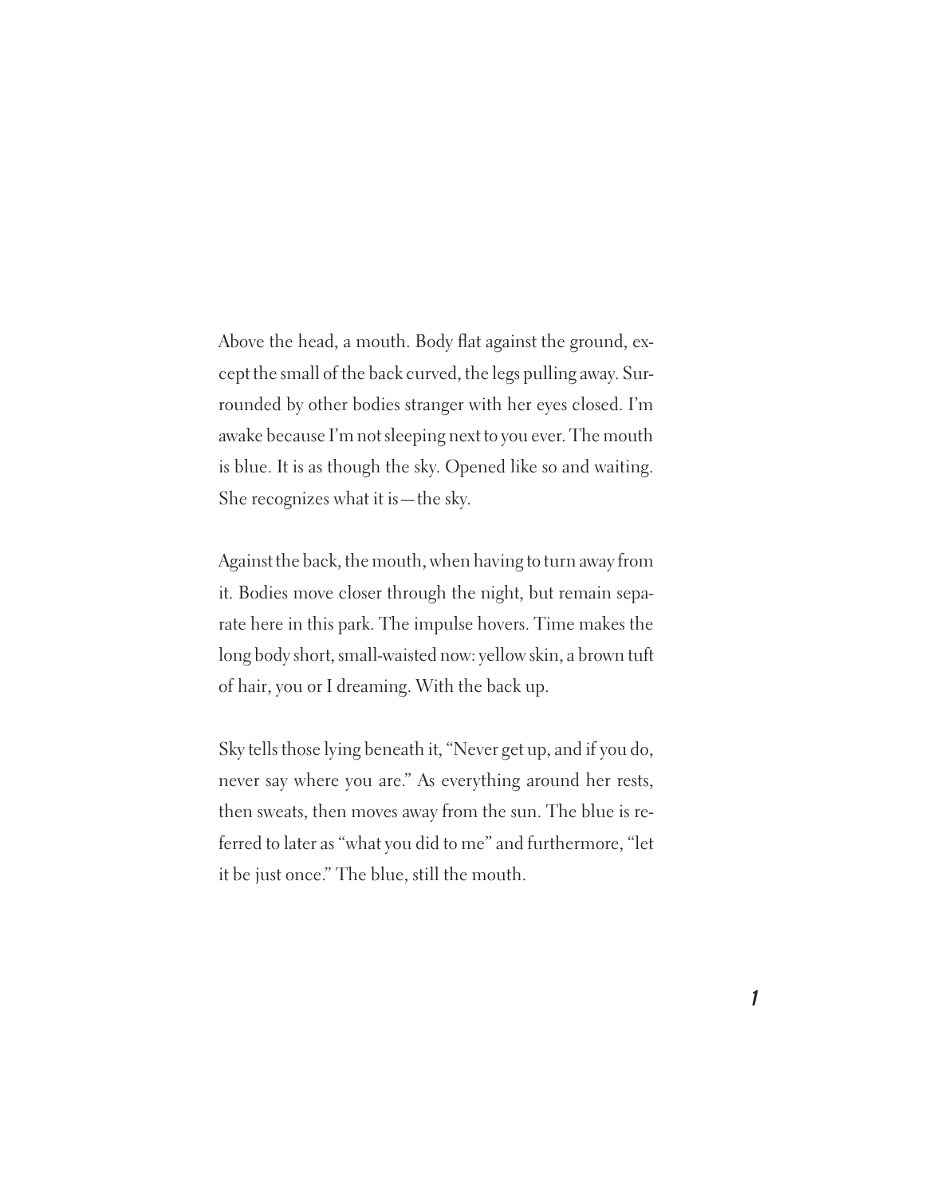Above the head, a mouth. Body flat against the ground, except the small of the back curved, the legs pulling away. Surrounded by other bodies stranger with her eyes closed. I'm awake because I'm not sleeping next to you ever. The mouth is blue. It is as though the sky. Opened like so and waiting. She recognizes what it is—the sky.

Against the back, the mouth, when having to turn away from it. Bodies move closer through the night, but remain separate here in this park. The impulse hovers. Time makes the long body short, small-waisted now: yellow skin, a brown tuft of hair, you or I dreaming. With the back up.

Sky tells those lying beneath it, "Never get up, and if you do, never say where you are." As everything around her rests, then sweats, then moves away from the sun. The blue is referred to later as "what you did to me" and furthermore, "let it be just once." The blue, still the mouth.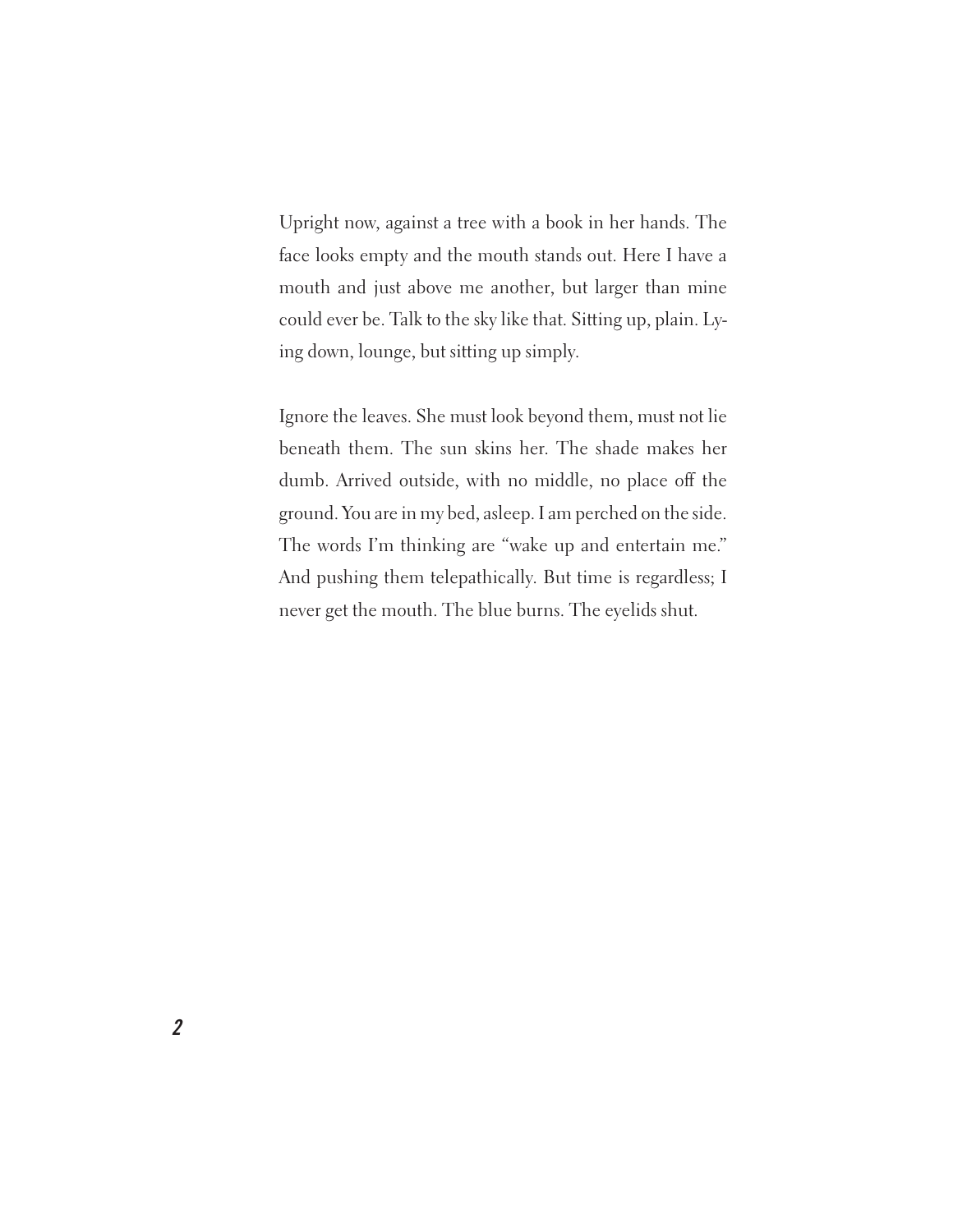Upright now, against a tree with a book in her hands. The face looks empty and the mouth stands out. Here I have a mouth and just above me another, but larger than mine could ever be. Talk to the sky like that. Sitting up, plain. Lying down, lounge, but sitting up simply.

Ignore the leaves. She must look beyond them, must not lie beneath them. The sun skins her. The shade makes her dumb. Arrived outside, with no middle, no place off the ground. You are in my bed, asleep. I am perched on the side. The words I'm thinking are "wake up and entertain me." And pushing them telepathically. But time is regardless; I never get the mouth. The blue burns. The eyelids shut.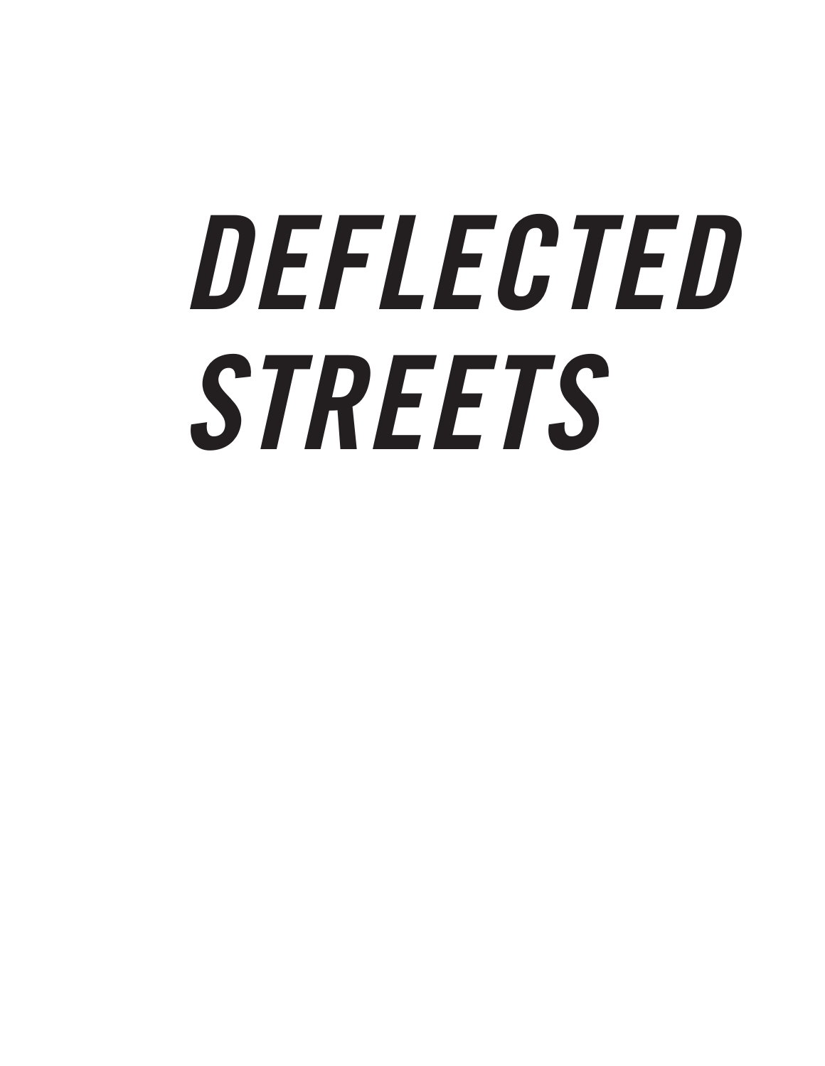# *DEFLECTED STREETS*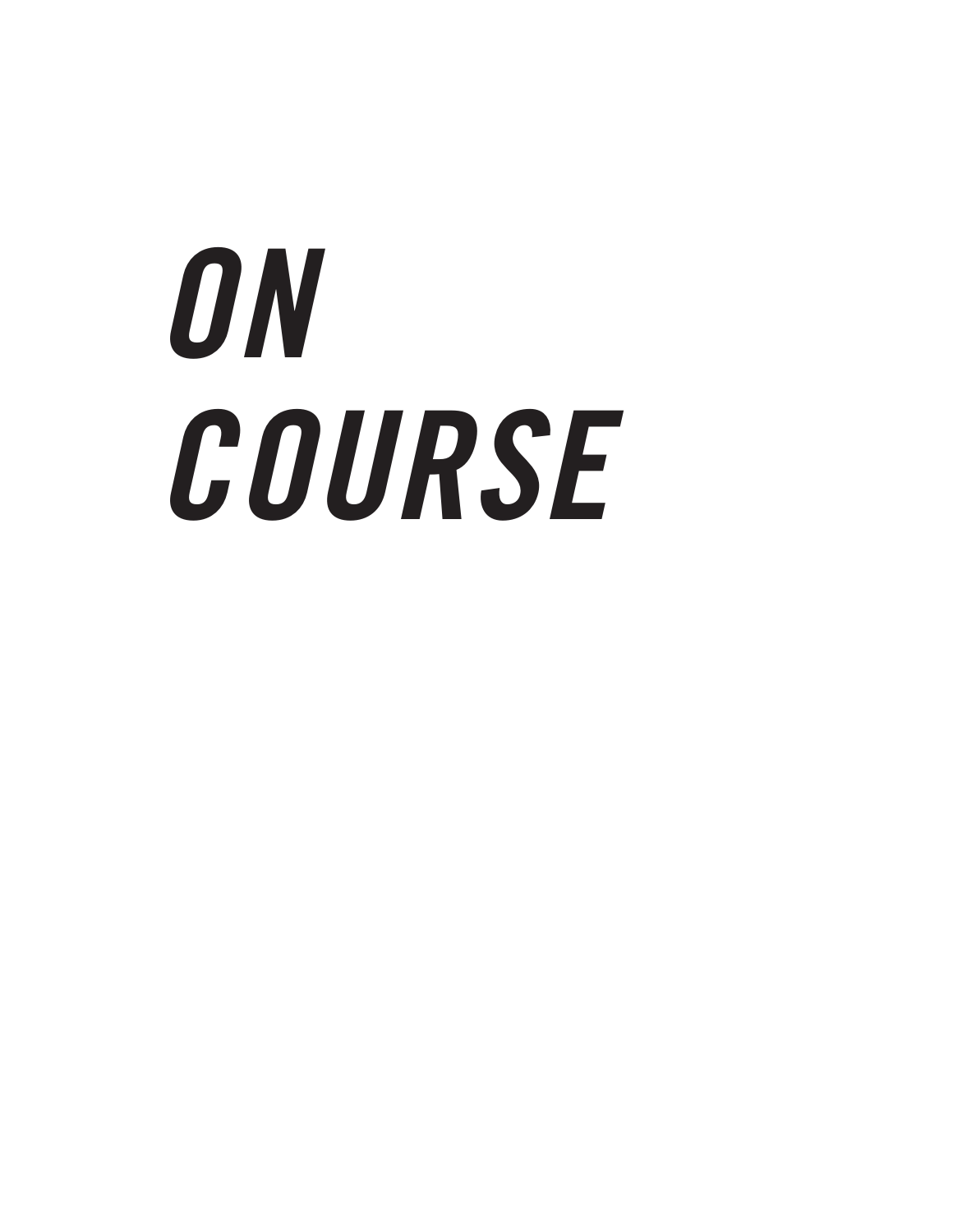# *ON COURSE*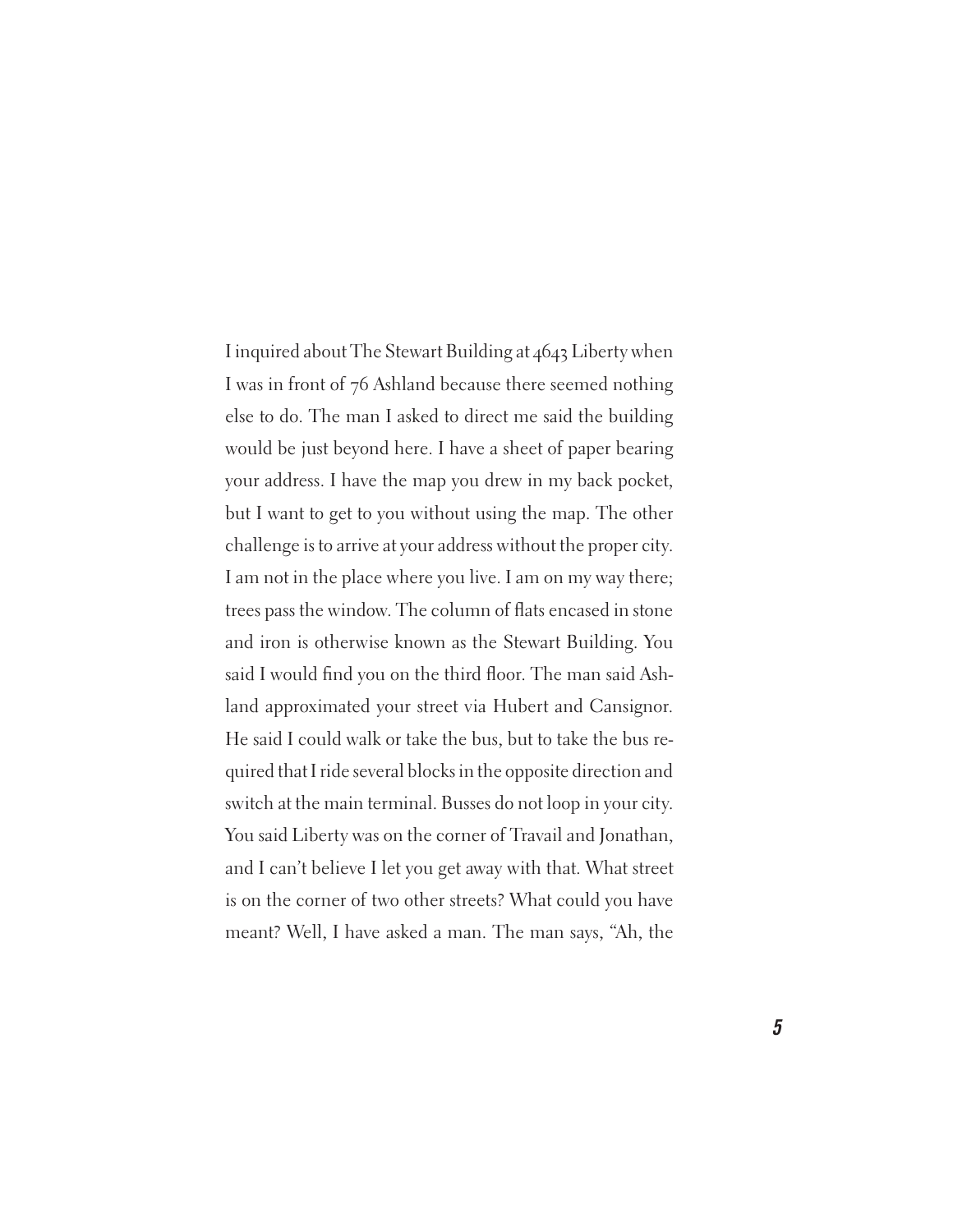I inquired about The Stewart Building at 4643 Liberty when I was in front of 76 Ashland because there seemed nothing else to do. The man I asked to direct me said the building would be just beyond here. I have a sheet of paper bearing your address. I have the map you drew in my back pocket, but I want to get to you without using the map. The other challenge is to arrive at your address without the proper city. I am not in the place where you live. I am on my way there; trees pass the window. The column of flats encased in stone and iron is otherwise known as the Stewart Building. You said I would find you on the third floor. The man said Ashland approximated your street via Hubert and Cansignor. He said I could walk or take the bus, but to take the bus required that I ride several blocks in the opposite direction and switch at the main terminal. Busses do not loop in your city. You said Liberty was on the corner of Travail and Jonathan, and I can't believe I let you get away with that. What street is on the corner of two other streets? What could you have meant? Well, I have asked a man. The man says, "Ah, the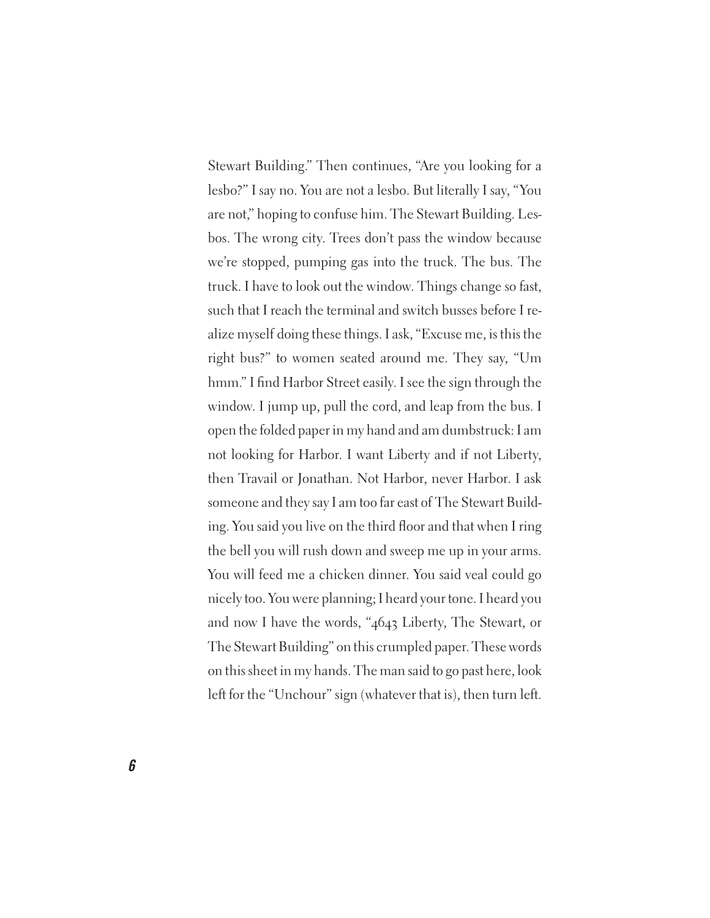Stewart Building." Then continues, "Are you looking for a lesbo?" I say no. You are not a lesbo. But literally I say, "You are not," hoping to confuse him. The Stewart Building. Lesbos. The wrong city. Trees don't pass the window because we're stopped, pumping gas into the truck. The bus. The truck. I have to look out the window. Things change so fast, such that I reach the terminal and switch busses before I realize myself doing these things. I ask, "Excuse me, is this the right bus?" to women seated around me. They say, "Um hmm." I find Harbor Street easily. I see the sign through the window. I jump up, pull the cord, and leap from the bus. I open the folded paper in my hand and am dumbstruck: I am not looking for Harbor. I want Liberty and if not Liberty, then Travail or Jonathan. Not Harbor, never Harbor. I ask someone and they say I am too far east of The Stewart Building. You said you live on the third floor and that when I ring the bell you will rush down and sweep me up in your arms. You will feed me a chicken dinner. You said veal could go nicely too. You were planning; I heard your tone. I heard you and now I have the words, "4643 Liberty, The Stewart, or The Stewart Building" on this crumpled paper. These words on this sheet in my hands. The man said to go past here, look left for the "Unchour" sign (whatever that is), then turn left.